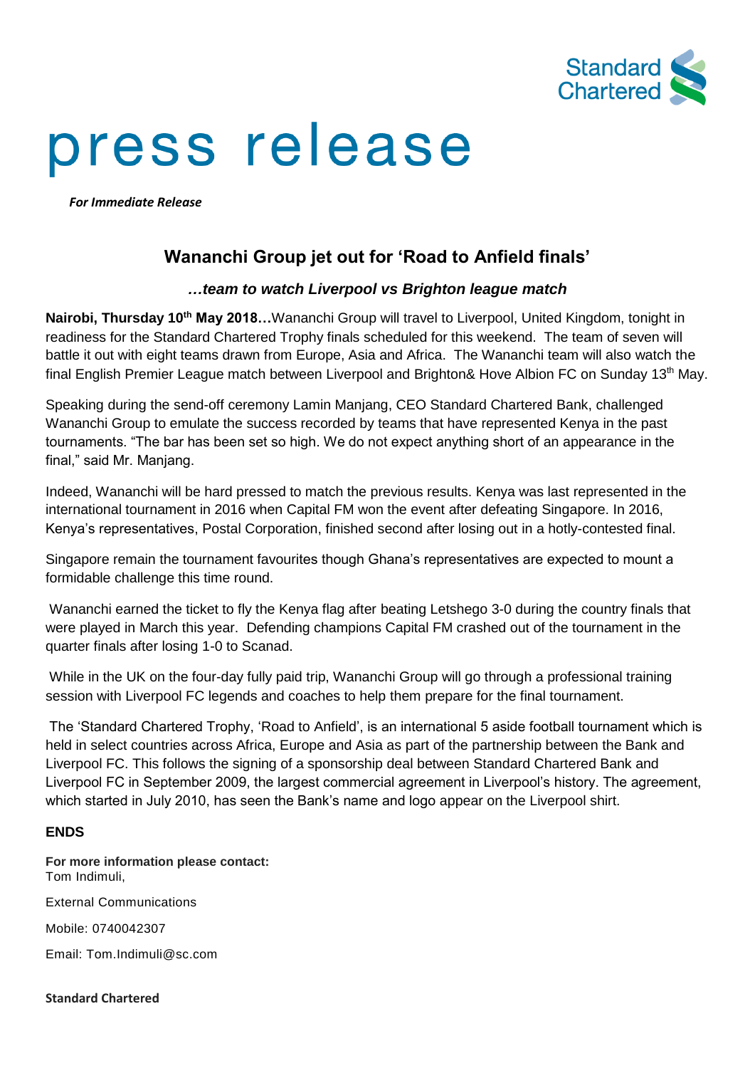Standard Chartered

# press release

***For Immediate Release***

## Wananchi Group jet out for 'Road to Anfield finals'

### *…team to watch Liverpool vs Brighton league match*

**Nairobi, Thursday 10th May 2018…**Wananchi Group will travel to Liverpool, United Kingdom, tonight in readiness for the Standard Chartered Trophy finals scheduled for this weekend. The team of seven will battle it out with eight teams drawn from Europe, Asia and Africa. The Wananchi team will also watch the final English Premier League match between Liverpool and Brighton& Hove Albion FC on Sunday 13th May.

Speaking during the send-off ceremony Lamin Manjang, CEO Standard Chartered Bank, challenged Wananchi Group to emulate the success recorded by teams that have represented Kenya in the past tournaments. "The bar has been set so high. We do not expect anything short of an appearance in the final," said Mr. Manjang.

Indeed, Wananchi will be hard pressed to match the previous results. Kenya was last represented in the international tournament in 2016 when Capital FM won the event after defeating Singapore. In 2016, Kenya's representatives, Postal Corporation, finished second after losing out in a hotly-contested final.

Singapore remain the tournament favourites though Ghana's representatives are expected to mount a formidable challenge this time round.

Wananchi earned the ticket to fly the Kenya flag after beating Letshego 3-0 during the country finals that were played in March this year. Defending champions Capital FM crashed out of the tournament in the quarter finals after losing 1-0 to Scanad.

While in the UK on the four-day fully paid trip, Wananchi Group will go through a professional training session with Liverpool FC legends and coaches to help them prepare for the final tournament.

The 'Standard Chartered Trophy, 'Road to Anfield', is an international 5 aside football tournament which is held in select countries across Africa, Europe and Asia as part of the partnership between the Bank and Liverpool FC. This follows the signing of a sponsorship deal between Standard Chartered Bank and Liverpool FC in September 2009, the largest commercial agreement in Liverpool's history. The agreement, which started in July 2010, has seen the Bank's name and logo appear on the Liverpool shirt.

**ENDS**

**For more information please contact:**
Tom Indimuli,

External Communications

Mobile: 0740042307

Email: Tom.Indimuli@sc.com

**Standard Chartered**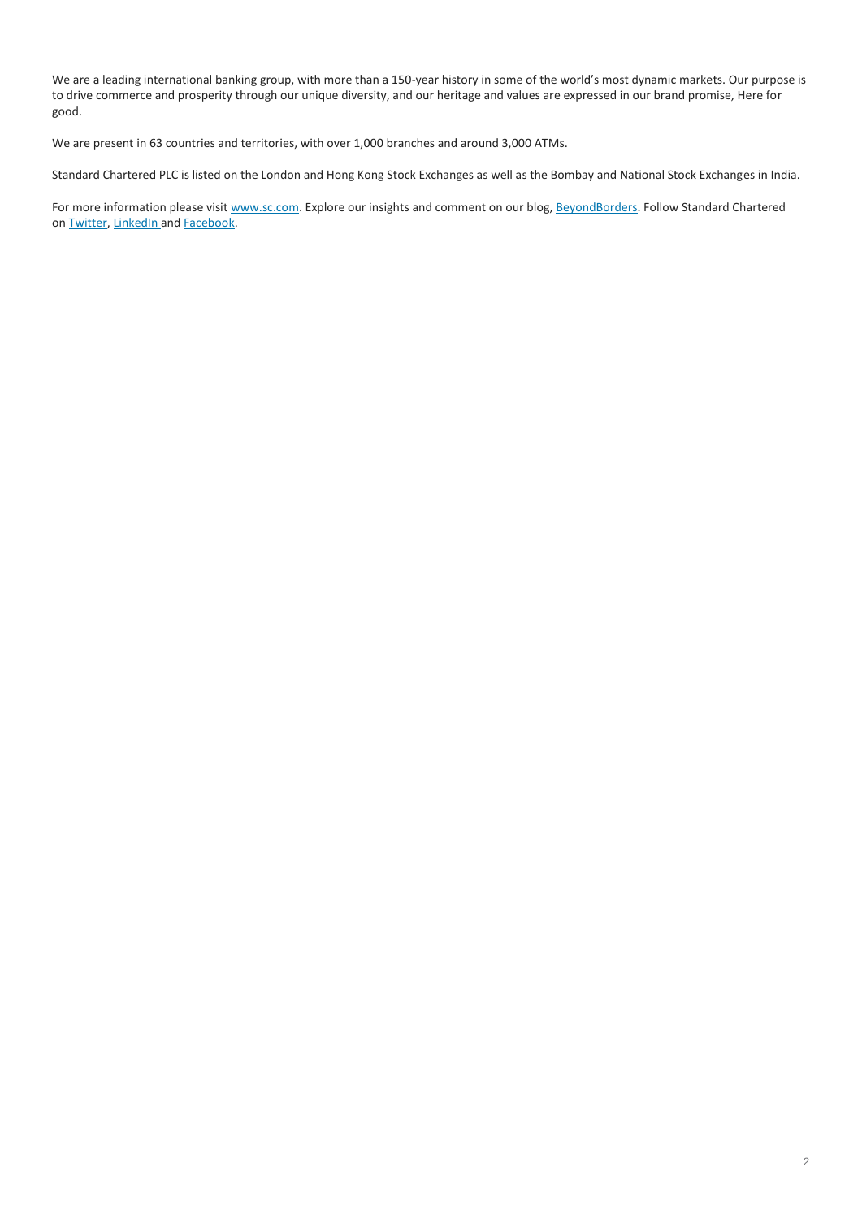We are a leading international banking group, with more than a 150-year history in some of the world's most dynamic markets. Our purpose is to drive commerce and prosperity through our unique diversity, and our heritage and values are expressed in our brand promise, Here for good.

We are present in 63 countries and territories, with over 1,000 branches and around 3,000 ATMs.

Standard Chartered PLC is listed on the London and Hong Kong Stock Exchanges as well as the Bombay and National Stock Exchanges in India.

For more information please visit www.sc.com. Explore our insights and comment on our blog, BeyondBorders. Follow Standard Chartered on Twitter, LinkedIn and Facebook.